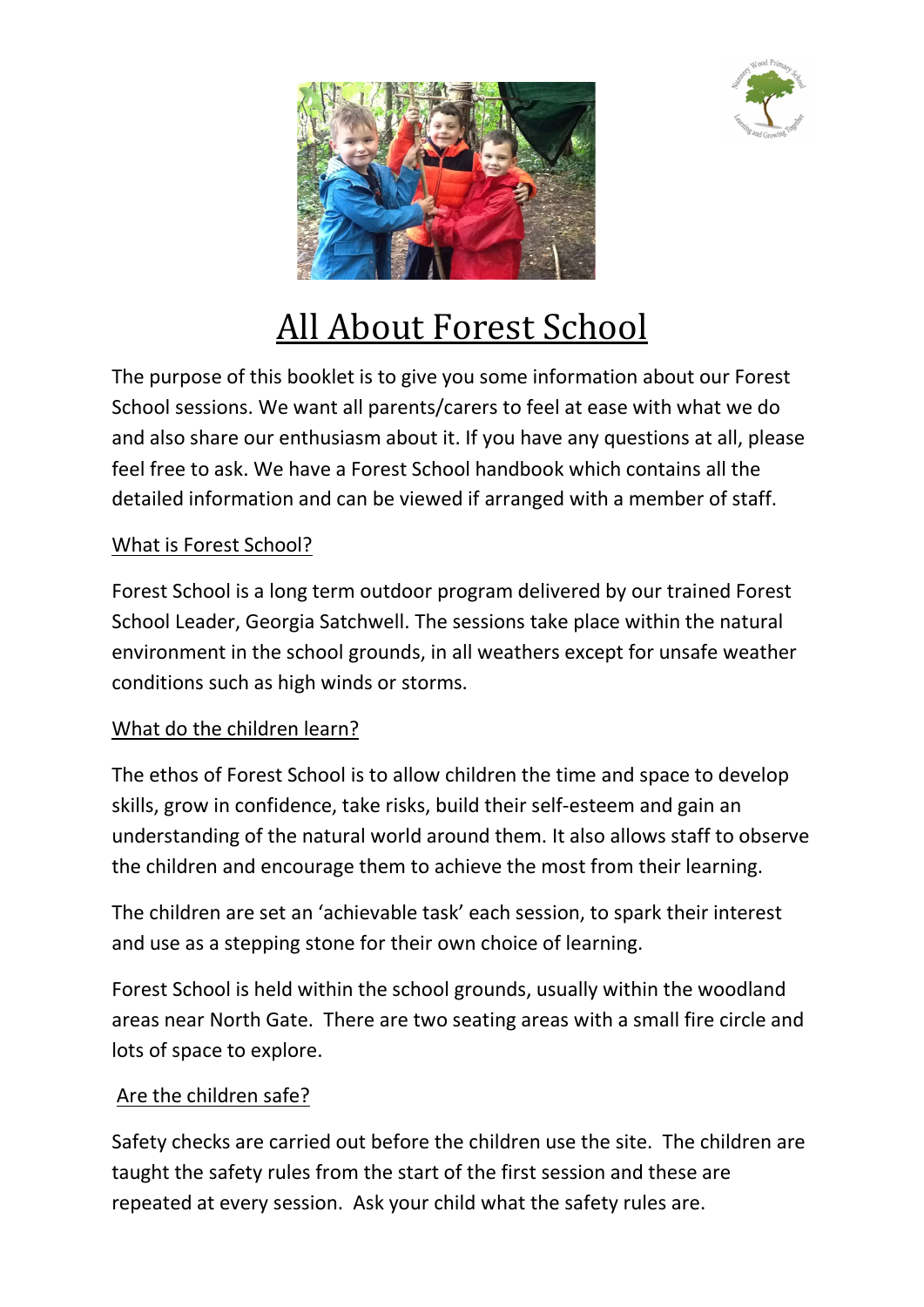# All About Forest School

The purpose of this booklet is to give you some information about our Forest School sessions. We want all parents/carers to feel at ease with what we do and also share our enthusiasm about it. If you have any questions at all, please feel free to ask. We have a Forest School handbook which contains all the detailed information and can be viewed if arranged with a member of staff.

## What is Forest School?

Forest School is a long term outdoor program delivered by our trained Forest School Leader, Georgia Satchwell. The sessions take place within the natural environment in the school grounds, in all weathers except for unsafe weather conditions such as high winds or storms.

## What do the children learn?

The ethos of Forest School is to allow children the time and space to develop skills, grow in confidence, take risks, build their self-esteem and gain an understanding of the natural world around them. It also allows staff to observe the children and encourage them to achieve the most from their learning.

The children are set an 'achievable task' each session, to spark their interest and use as a stepping stone for their own choice of learning.

Forest School is held within the school grounds, usually within the woodland areas near North Gate. There are two seating areas with a small fire circle and lots of space to explore.

## Are the children safe?

Safety checks are carried out before the children use the site. The children are taught the safety rules from the start of the first session and these are repeated at every session. Ask your child what the safety rules are.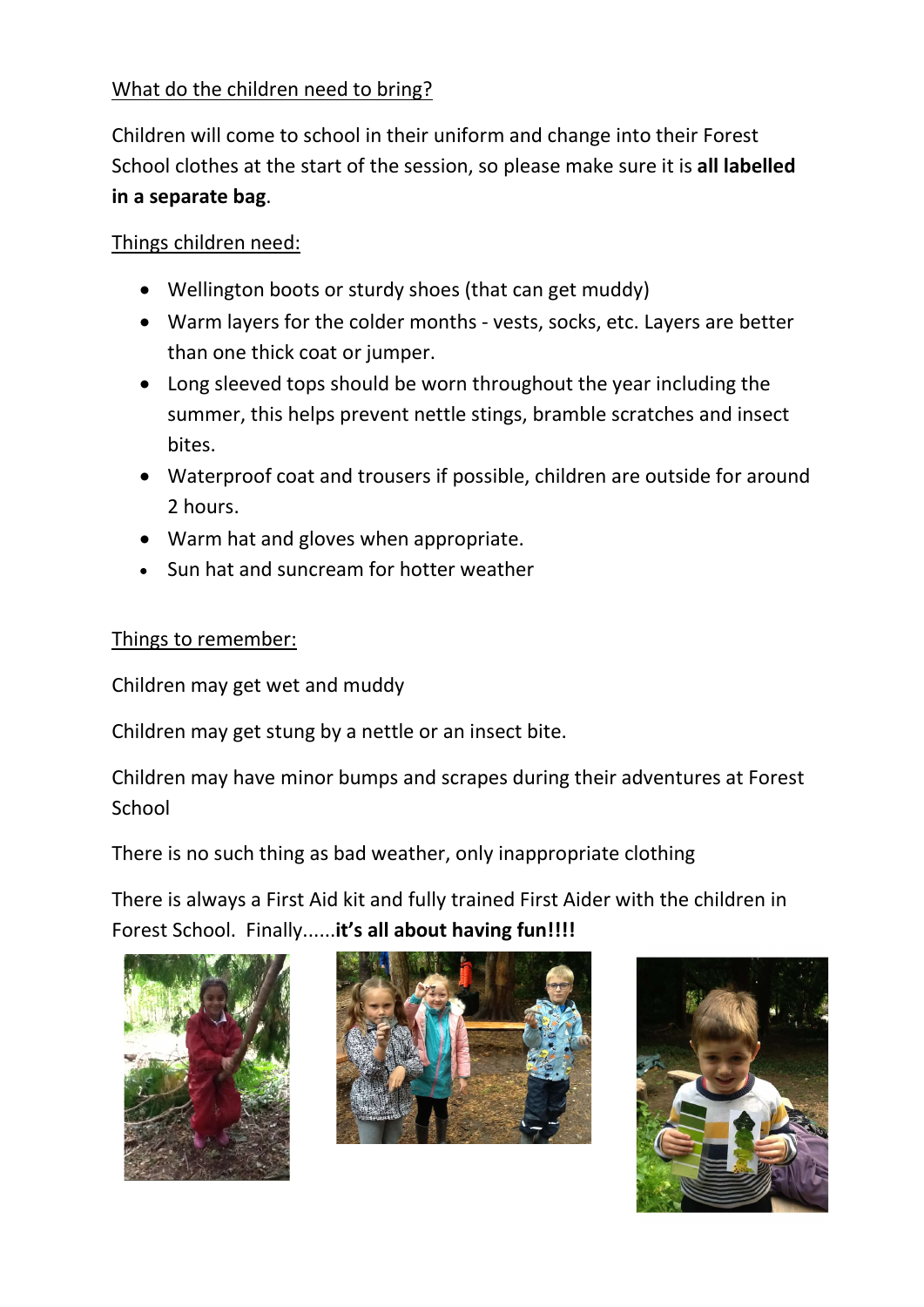What do the children need to bring?

Children will come to school in their uniform and change into their Forest School clothes at the start of the session, so please make sure it is **all labelled in a separate bag**.

Things children need:

- Wellington boots or sturdy shoes (that can get muddy)
- Warm layers for the colder months - vests, socks, etc. Layers are better than one thick coat or jumper.
- Long sleeved tops should be worn throughout the year including the summer, this helps prevent nettle stings, bramble scratches and insect bites.
- Waterproof coat and trousers if possible, children are outside for around 2 hours.
- Warm hat and gloves when appropriate.
- Sun hat and suncream for hotter weather

Things to remember:

Children may get wet and muddy

Children may get stung by a nettle or an insect bite.

Children may have minor bumps and scrapes during their adventures at Forest School

There is no such thing as bad weather, only inappropriate clothing

There is always a First Aid kit and fully trained First Aider with the children in Forest School. Finally......**it's all about having fun!!!!**